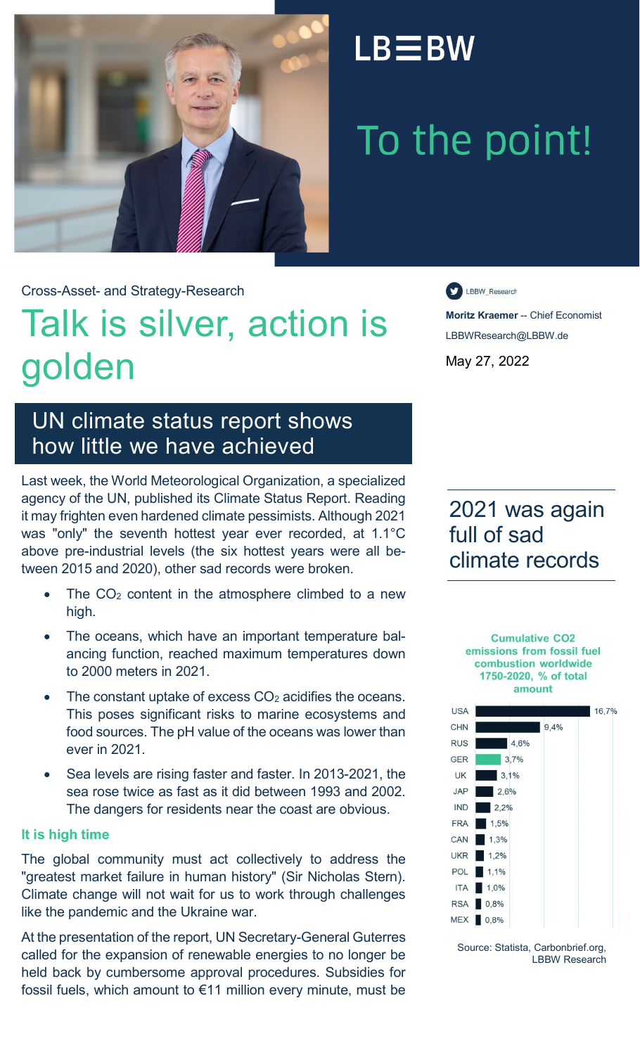LB≡BW

# To the point!

Cross-Asset- and Strategy-Research

# Talk is silver, action is golden

## UN climate status report shows how little we have achieved

LBBW_Research

**Moritz Kraemer** -- Chief Economist

LBBWResearch@LBBW.de

May 27, 2022

Last week, the World Meteorological Organization, a specialized agency of the UN, published its Climate Status Report. Reading it may frighten even hardened climate pessimists. Although 2021 was "only" the seventh hottest year ever recorded, at 1.1°C above pre-industrial levels (the six hottest years were all between 2015 and 2020), other sad records were broken.

- The $CO_2$ content in the atmosphere climbed to a new high.
- The oceans, which have an important temperature balancing function, reached maximum temperatures down to 2000 meters in 2021.
- The constant uptake of excess $CO_2$ acidifies the oceans. This poses significant risks to marine ecosystems and food sources. The pH value of the oceans was lower than ever in 2021.
- Sea levels are rising faster and faster. In 2013-2021, the sea rose twice as fast as it did between 1993 and 2002. The dangers for residents near the coast are obvious.

## 2021 was again full of sad climate records

**Cumulative CO2 emissions from fossil fuel combustion worldwide 1750-2020, % of total amount**

| Country | % |
|---|---|
| USA | 16,7% |
| CHN | 9,4% |
| RUS | 4,6% |
| GER | 3,7% |
| UK | 3,1% |
| JAP | 2,6% |
| IND | 2,2% |
| FRA | 1,5% |
| CAN | 1,3% |
| UKR | 1,2% |
| POL | 1,1% |
| ITA | 1,0% |
| RSA | 0,8% |
| MEX | 0,8% |

Source: Statista, Carbonbrief.org, LBBW Research

### It is high time

The global community must act collectively to address the "greatest market failure in human history" (Sir Nicholas Stern). Climate change will not wait for us to work through challenges like the pandemic and the Ukraine war.

At the presentation of the report, UN Secretary-General Guterres called for the expansion of renewable energies to no longer be held back by cumbersome approval procedures. Subsidies for fossil fuels, which amount to €11 million every minute, must be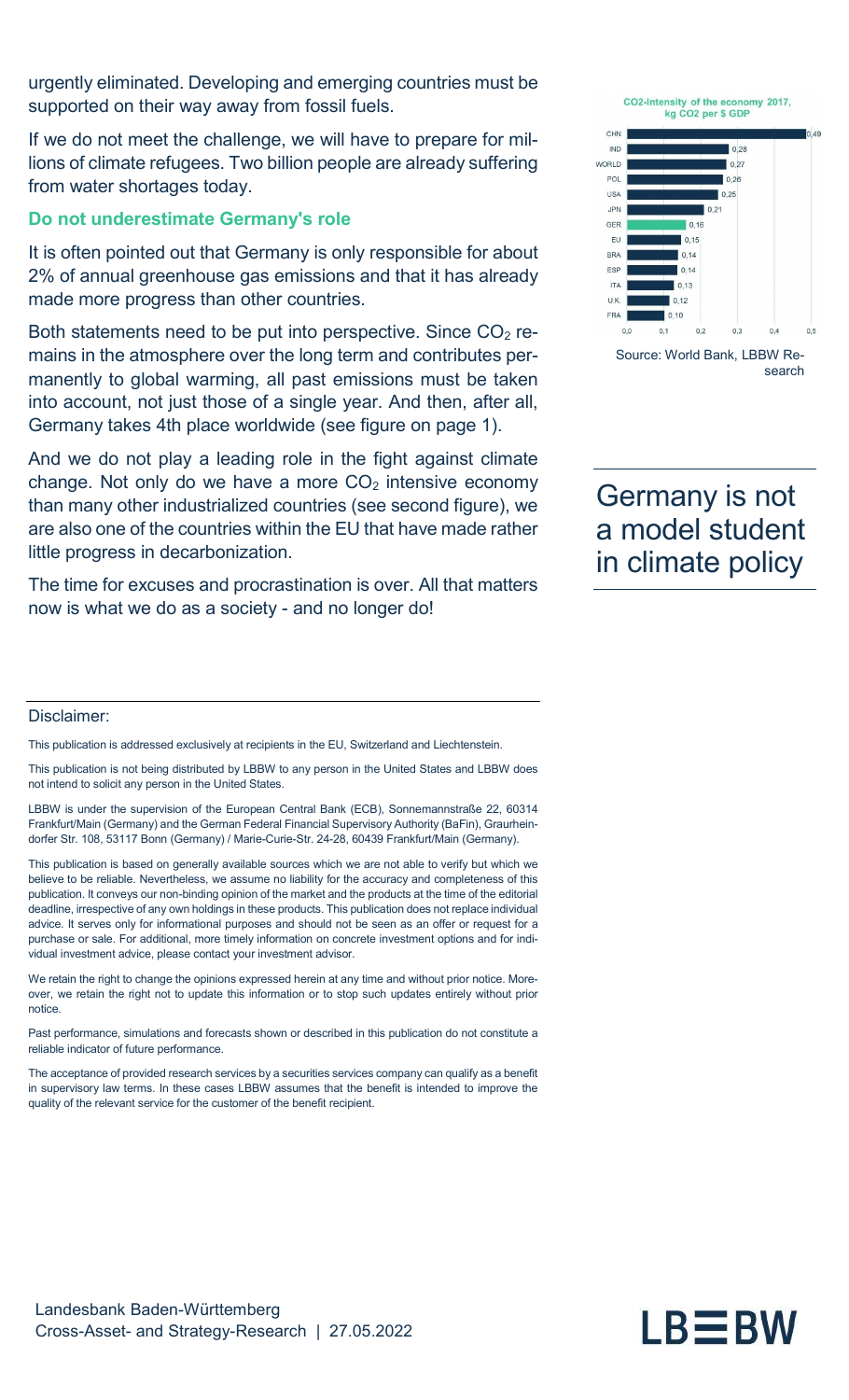urgently eliminated. Developing and emerging countries must be supported on their way away from fossil fuels.

If we do not meet the challenge, we will have to prepare for millions of climate refugees. Two billion people are already suffering from water shortages today.

### Do not underestimate Germany's role

It is often pointed out that Germany is only responsible for about 2% of annual greenhouse gas emissions and that it has already made more progress than other countries.

Both statements need to be put into perspective. Since $CO_2$ remains in the atmosphere over the long term and contributes permanently to global warming, all past emissions must be taken into account, not just those of a single year. And then, after all, Germany takes 4th place worldwide (see figure on page 1).

And we do not play a leading role in the fight against climate change. Not only do we have a more $CO_2$ intensive economy than many other industrialized countries (see second figure), we are also one of the countries within the EU that have made rather little progress in decarbonization.

The time for excuses and procrastination is over. All that matters now is what we do as a society - and no longer do!

**CO2-intensity of the economy 2017, kg CO2 per $ GDP**

CHN 0,49
IND 0,28
WORLD 0,27
POL 0,26
USA 0,25
JPN 0,21
GER 0,16
EU 0,15
BRA 0,14
ESP 0,14
ITA 0,13
U.K. 0,12
FRA 0,10

0,0 0,1 0,2 0,3 0,4 0,5

Source: World Bank, LBBW Research

Germany is not a model student in climate policy

---

Disclaimer:

This publication is addressed exclusively at recipients in the EU, Switzerland and Liechtenstein.

This publication is not being distributed by LBBW to any person in the United States and LBBW does not intend to solicit any person in the United States.

LBBW is under the supervision of the European Central Bank (ECB), Sonnemannstraße 22, 60314 Frankfurt/Main (Germany) and the German Federal Financial Supervisory Authority (BaFin), Graurheindorfer Str. 108, 53117 Bonn (Germany) / Marie-Curie-Str. 24-28, 60439 Frankfurt/Main (Germany).

This publication is based on generally available sources which we are not able to verify but which we believe to be reliable. Nevertheless, we assume no liability for the accuracy and completeness of this publication. It conveys our non-binding opinion of the market and the products at the time of the editorial deadline, irrespective of any own holdings in these products. This publication does not replace individual advice. It serves only for informational purposes and should not be seen as an offer or request for a purchase or sale. For additional, more timely information on concrete investment options and for individual investment advice, please contact your investment advisor.

We retain the right to change the opinions expressed herein at any time and without prior notice. Moreover, we retain the right not to update this information or to stop such updates entirely without prior notice.

Past performance, simulations and forecasts shown or described in this publication do not constitute a reliable indicator of future performance.

The acceptance of provided research services by a securities services company can qualify as a benefit in supervisory law terms. In these cases LBBW assumes that the benefit is intended to improve the quality of the relevant service for the customer of the benefit recipient.

Landesbank Baden-Württemberg
Cross-Asset- and Strategy-Research | 27.05.2022

LB≡BW